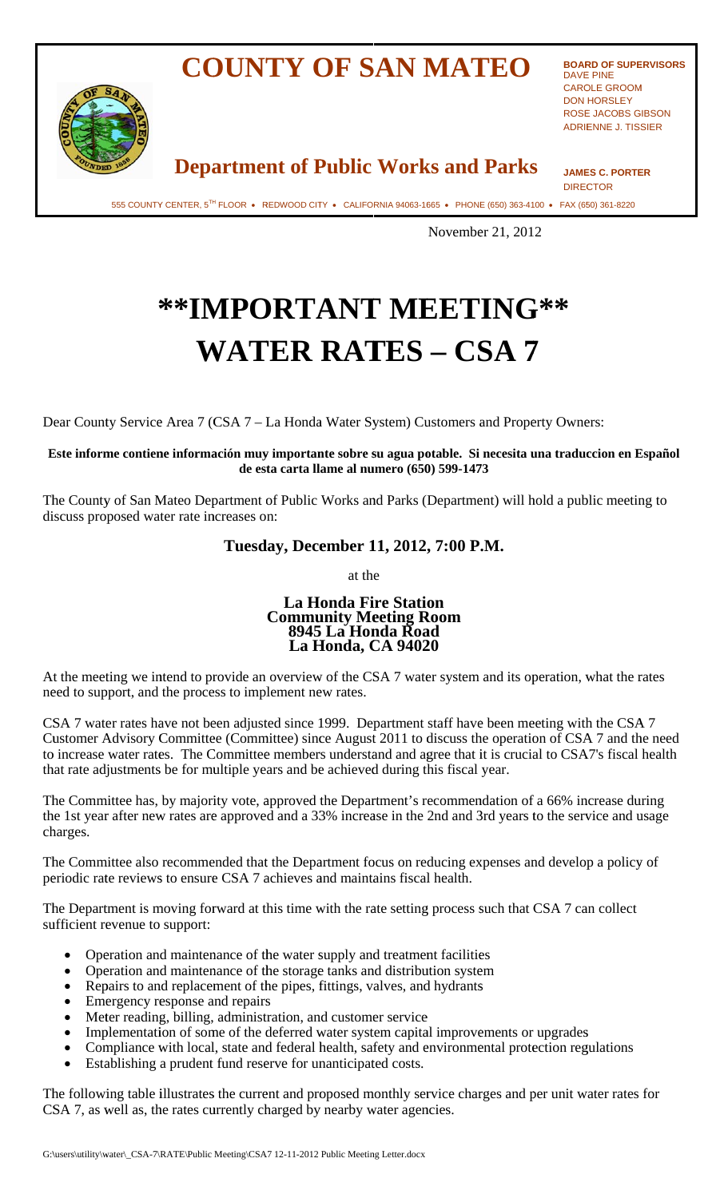# COUNTY OF SAN MATEO

**BOARD OF SUPERVISORS**
DAVE PINE
CAROLE GROOM
DON HORSLEY
ROSE JACOBS GIBSON
ADRIENNE J. TISSIER

## Department of Public Works and Parks

**JAMES C. PORTER**
DIRECTOR

555 COUNTY CENTER, 5TH FLOOR • REDWOOD CITY • CALIFORNIA 94063-1665 • PHONE (650) 363-4100 • FAX (650) 361-8220

November 21, 2012

# \*\*IMPORTANT MEETING\*\*
# WATER RATES – CSA 7

Dear County Service Area 7 (CSA 7 – La Honda Water System) Customers and Property Owners:

**Este informe contiene información muy importante sobre su agua potable. Si necesita una traduccion en Español de esta carta llame al numero (650) 599-1473**

The County of San Mateo Department of Public Works and Parks (Department) will hold a public meeting to discuss proposed water rate increases on:

### Tuesday, December 11, 2012, 7:00 P.M.

at the

**La Honda Fire Station**
**Community Meeting Room**
**8945 La Honda Road**
**La Honda, CA 94020**

At the meeting we intend to provide an overview of the CSA 7 water system and its operation, what the rates need to support, and the process to implement new rates.

CSA 7 water rates have not been adjusted since 1999. Department staff have been meeting with the CSA 7 Customer Advisory Committee (Committee) since August 2011 to discuss the operation of CSA 7 and the need to increase water rates. The Committee members understand and agree that it is crucial to CSA7's fiscal health that rate adjustments be for multiple years and be achieved during this fiscal year.

The Committee has, by majority vote, approved the Department's recommendation of a 66% increase during the 1st year after new rates are approved and a 33% increase in the 2nd and 3rd years to the service and usage charges.

The Committee also recommended that the Department focus on reducing expenses and develop a policy of periodic rate reviews to ensure CSA 7 achieves and maintains fiscal health.

The Department is moving forward at this time with the rate setting process such that CSA 7 can collect sufficient revenue to support:

- Operation and maintenance of the water supply and treatment facilities
- Operation and maintenance of the storage tanks and distribution system
- Repairs to and replacement of the pipes, fittings, valves, and hydrants
- Emergency response and repairs
- Meter reading, billing, administration, and customer service
- Implementation of some of the deferred water system capital improvements or upgrades
- Compliance with local, state and federal health, safety and environmental protection regulations
- Establishing a prudent fund reserve for unanticipated costs.

The following table illustrates the current and proposed monthly service charges and per unit water rates for CSA 7, as well as, the rates currently charged by nearby water agencies.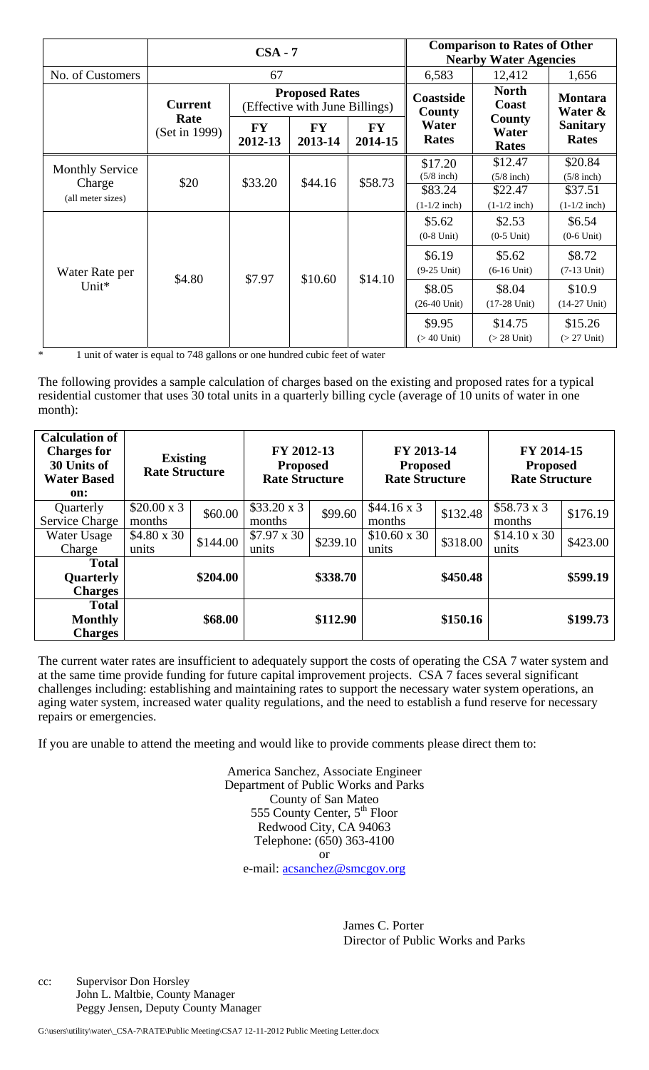| | CSA - 7 | | | | Comparison to Rates of Other Nearby Water Agencies | | |
|---|---|---|---|---|---|---|---|
| No. of Customers | 67 | | | | 6,583 | 12,412 | 1,656 |
| | **Current Rate** (Set in 1999) | **Proposed Rates** (Effective with June Billings) | | | **Coastside County Water Rates** | **North Coast County Water Rates** | **Montara Water & Sanitary Rates** |
| | | **FY 2012-13** | **FY 2013-14** | **FY 2014-15** | | | |
| Monthly Service Charge (all meter sizes) | $20 | $33.20 | $44.16 | $58.73 | $17.20 (5/8 inch) $83.24 (1-1/2 inch) | $12.47 (5/8 inch) $22.47 (1-1/2 inch) | $20.84 (5/8 inch) $37.51 (1-1/2 inch) |
| Water Rate per Unit* | $4.80 | $7.97 | $10.60 | $14.10 | $5.62 (0-8 Unit) $6.19 (9-25 Unit) $8.05 (26-40 Unit) $9.95 (> 40 Unit) | $2.53 (0-5 Unit) $5.62 (6-16 Unit) $8.04 (17-28 Unit) $14.75 (> 28 Unit) | $6.54 (0-6 Unit) $8.72 (7-13 Unit) $10.9 (14-27 Unit) $15.26 (> 27 Unit) |

\* 1 unit of water is equal to 748 gallons or one hundred cubic feet of water

The following provides a sample calculation of charges based on the existing and proposed rates for a typical residential customer that uses 30 total units in a quarterly billing cycle (average of 10 units of water in one month):

| **Calculation of Charges for 30 Units of Water Based on:** | **Existing Rate Structure** | | **FY 2012-13 Proposed Rate Structure** | | **FY 2013-14 Proposed Rate Structure** | | **FY 2014-15 Proposed Rate Structure** | |
|---|---|---|---|---|---|---|---|---|
| Quarterly Service Charge | $20.00 x 3 months | $60.00 | $33.20 x 3 months | $99.60 | $44.16 x 3 months | $132.48 | $58.73 x 3 months | $176.19 |
| Water Usage Charge | $4.80 x 30 units | $144.00 | $7.97 x 30 units | $239.10 | $10.60 x 30 units | $318.00 | $14.10 x 30 units | $423.00 |
| **Total Quarterly Charges** | | **$204.00** | | **$338.70** | | **$450.48** | | **$599.19** |
| **Total Monthly Charges** | | **$68.00** | | **$112.90** | | **$150.16** | | **$199.73** |

The current water rates are insufficient to adequately support the costs of operating the CSA 7 water system and at the same time provide funding for future capital improvement projects. CSA 7 faces several significant challenges including: establishing and maintaining rates to support the necessary water system operations, an aging water system, increased water quality regulations, and the need to establish a fund reserve for necessary repairs or emergencies.

If you are unable to attend the meeting and would like to provide comments please direct them to:

America Sanchez, Associate Engineer
Department of Public Works and Parks
County of San Mateo
555 County Center, 5th Floor
Redwood City, CA 94063
Telephone: (650) 363-4100
or
e-mail: acsanchez@smcgov.org

James C. Porter
Director of Public Works and Parks

cc: Supervisor Don Horsley
John L. Maltbie, County Manager
Peggy Jensen, Deputy County Manager

G:\users\utility\water\_CSA-7\RATE\Public Meeting\CSA7 12-11-2012 Public Meeting Letter.docx